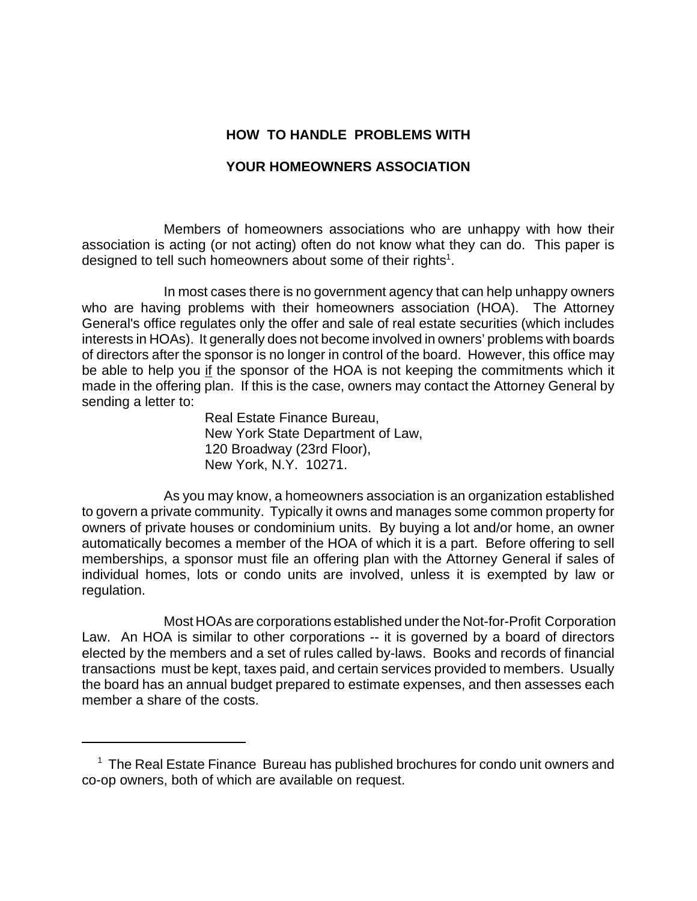# HOW TO HANDLE PROBLEMS WITH

# YOUR HOMEOWNERS ASSOCIATION

Members of homeowners associations who are unhappy with how their association is acting (or not acting) often do not know what they can do. This paper is designed to tell such homeowners about some of their rights[1].

In most cases there is no government agency that can help unhappy owners who are having problems with their homeowners association (HOA). The Attorney General's office regulates only the offer and sale of real estate securities (which includes interests in HOAs). It generally does not become involved in owners' problems with boards of directors after the sponsor is no longer in control of the board. However, this office may be able to help you <u>if</u> the sponsor of the HOA is not keeping the commitments which it made in the offering plan. If this is the case, owners may contact the Attorney General by sending a letter to:

Real Estate Finance Bureau,
New York State Department of Law,
120 Broadway (23rd Floor),
New York, N.Y. 10271.

As you may know, a homeowners association is an organization established to govern a private community. Typically it owns and manages some common property for owners of private houses or condominium units. By buying a lot and/or home, an owner automatically becomes a member of the HOA of which it is a part. Before offering to sell memberships, a sponsor must file an offering plan with the Attorney General if sales of individual homes, lots or condo units are involved, unless it is exempted by law or regulation.

Most HOAs are corporations established under the Not-for-Profit Corporation Law. An HOA is similar to other corporations -- it is governed by a board of directors elected by the members and a set of rules called by-laws. Books and records of financial transactions must be kept, taxes paid, and certain services provided to members. Usually the board has an annual budget prepared to estimate expenses, and then assesses each member a share of the costs.

---

[1] The Real Estate Finance Bureau has published brochures for condo unit owners and co-op owners, both of which are available on request.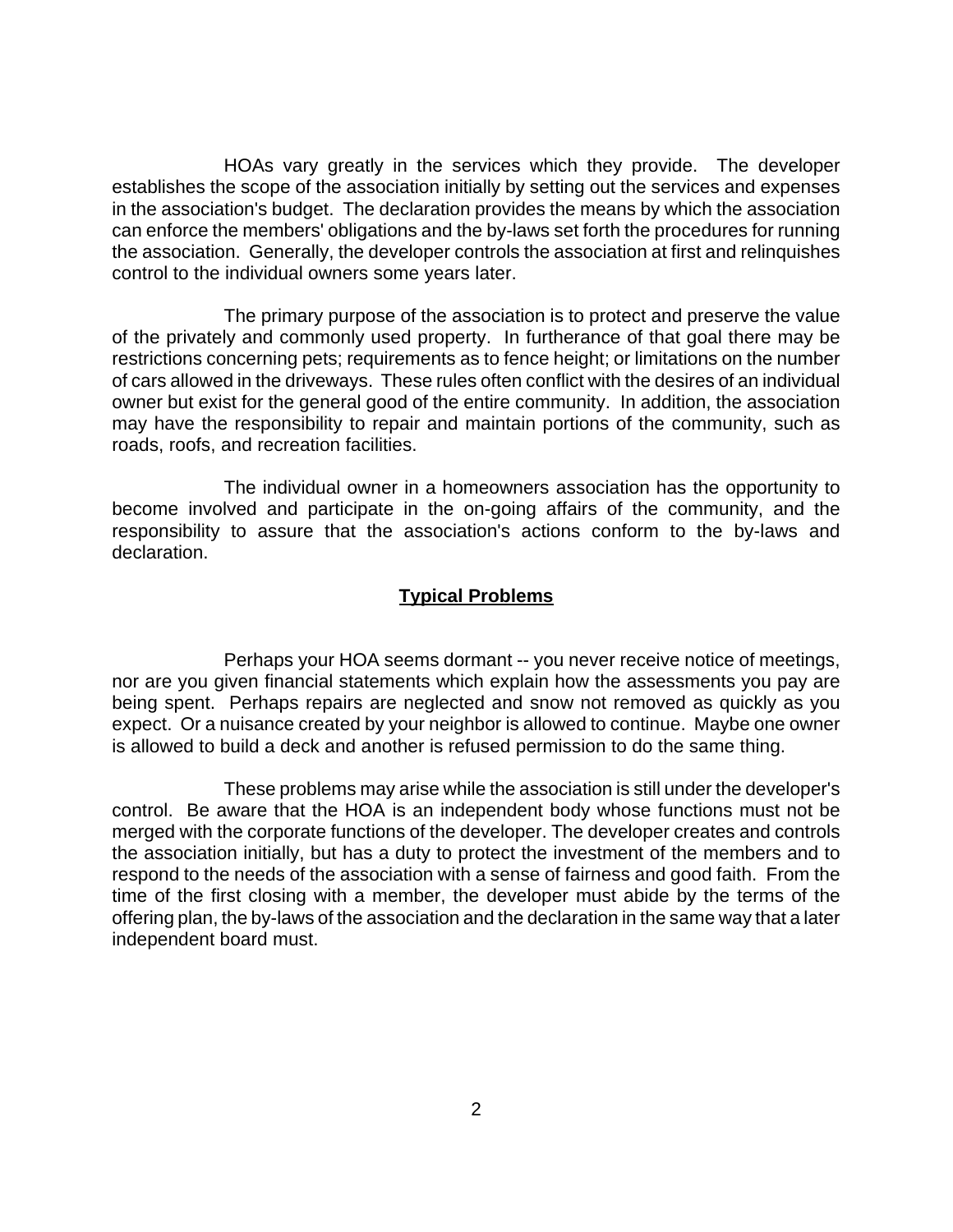HOAs vary greatly in the services which they provide. The developer establishes the scope of the association initially by setting out the services and expenses in the association's budget. The declaration provides the means by which the association can enforce the members' obligations and the by-laws set forth the procedures for running the association. Generally, the developer controls the association at first and relinquishes control to the individual owners some years later.

The primary purpose of the association is to protect and preserve the value of the privately and commonly used property. In furtherance of that goal there may be restrictions concerning pets; requirements as to fence height; or limitations on the number of cars allowed in the driveways. These rules often conflict with the desires of an individual owner but exist for the general good of the entire community. In addition, the association may have the responsibility to repair and maintain portions of the community, such as roads, roofs, and recreation facilities.

The individual owner in a homeowners association has the opportunity to become involved and participate in the on-going affairs of the community, and the responsibility to assure that the association's actions conform to the by-laws and declaration.

## Typical Problems

Perhaps your HOA seems dormant -- you never receive notice of meetings, nor are you given financial statements which explain how the assessments you pay are being spent. Perhaps repairs are neglected and snow not removed as quickly as you expect. Or a nuisance created by your neighbor is allowed to continue. Maybe one owner is allowed to build a deck and another is refused permission to do the same thing.

These problems may arise while the association is still under the developer's control. Be aware that the HOA is an independent body whose functions must not be merged with the corporate functions of the developer. The developer creates and controls the association initially, but has a duty to protect the investment of the members and to respond to the needs of the association with a sense of fairness and good faith. From the time of the first closing with a member, the developer must abide by the terms of the offering plan, the by-laws of the association and the declaration in the same way that a later independent board must.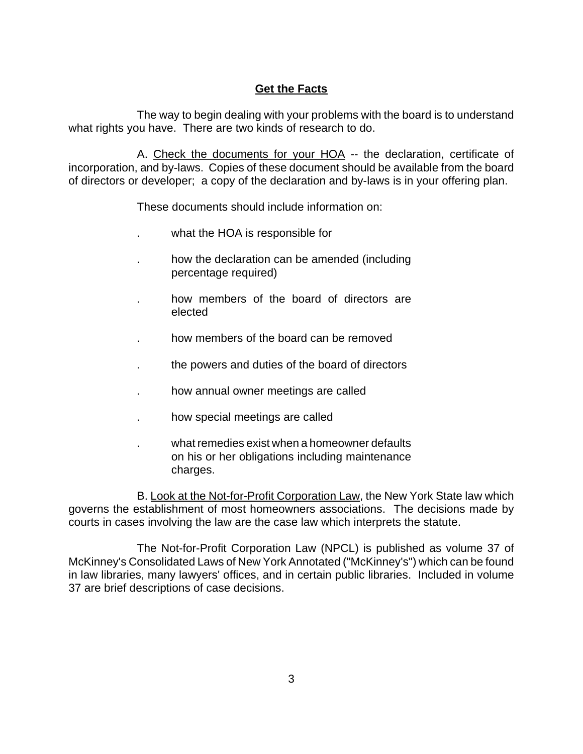## **Get the Facts**

The way to begin dealing with your problems with the board is to understand what rights you have. There are two kinds of research to do.

A. Check the documents for your HOA -- the declaration, certificate of incorporation, and by-laws. Copies of these document should be available from the board of directors or developer; a copy of the declaration and by-laws is in your offering plan.

These documents should include information on:

- what the HOA is responsible for
- how the declaration can be amended (including percentage required)
- how members of the board of directors are elected
- how members of the board can be removed
- the powers and duties of the board of directors
- how annual owner meetings are called
- how special meetings are called
- what remedies exist when a homeowner defaults on his or her obligations including maintenance charges.

B. Look at the Not-for-Profit Corporation Law, the New York State law which governs the establishment of most homeowners associations. The decisions made by courts in cases involving the law are the case law which interprets the statute.

The Not-for-Profit Corporation Law (NPCL) is published as volume 37 of McKinney's Consolidated Laws of New York Annotated ("McKinney's") which can be found in law libraries, many lawyers' offices, and in certain public libraries. Included in volume 37 are brief descriptions of case decisions.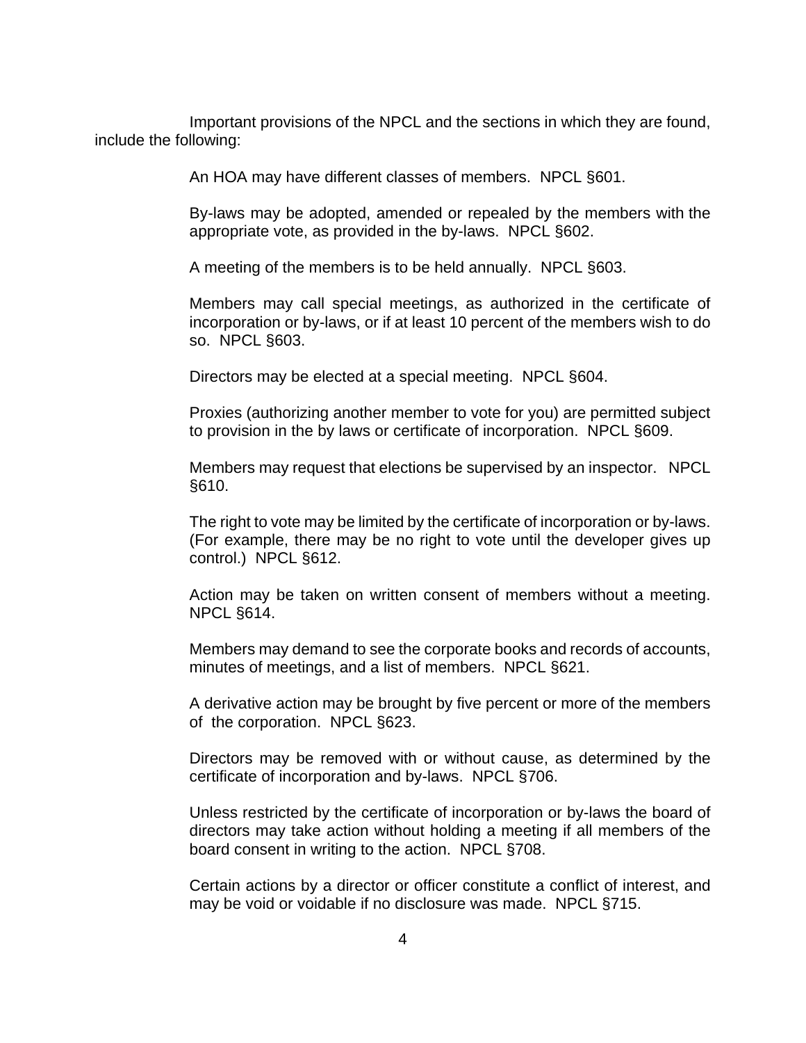Important provisions of the NPCL and the sections in which they are found, include the following:

An HOA may have different classes of members. NPCL §601.

By-laws may be adopted, amended or repealed by the members with the appropriate vote, as provided in the by-laws. NPCL §602.

A meeting of the members is to be held annually. NPCL §603.

Members may call special meetings, as authorized in the certificate of incorporation or by-laws, or if at least 10 percent of the members wish to do so. NPCL §603.

Directors may be elected at a special meeting. NPCL §604.

Proxies (authorizing another member to vote for you) are permitted subject to provision in the by laws or certificate of incorporation. NPCL §609.

Members may request that elections be supervised by an inspector. NPCL §610.

The right to vote may be limited by the certificate of incorporation or by-laws. (For example, there may be no right to vote until the developer gives up control.) NPCL §612.

Action may be taken on written consent of members without a meeting. NPCL §614.

Members may demand to see the corporate books and records of accounts, minutes of meetings, and a list of members. NPCL §621.

A derivative action may be brought by five percent or more of the members of the corporation. NPCL §623.

Directors may be removed with or without cause, as determined by the certificate of incorporation and by-laws. NPCL §706.

Unless restricted by the certificate of incorporation or by-laws the board of directors may take action without holding a meeting if all members of the board consent in writing to the action. NPCL §708.

Certain actions by a director or officer constitute a conflict of interest, and may be void or voidable if no disclosure was made. NPCL §715.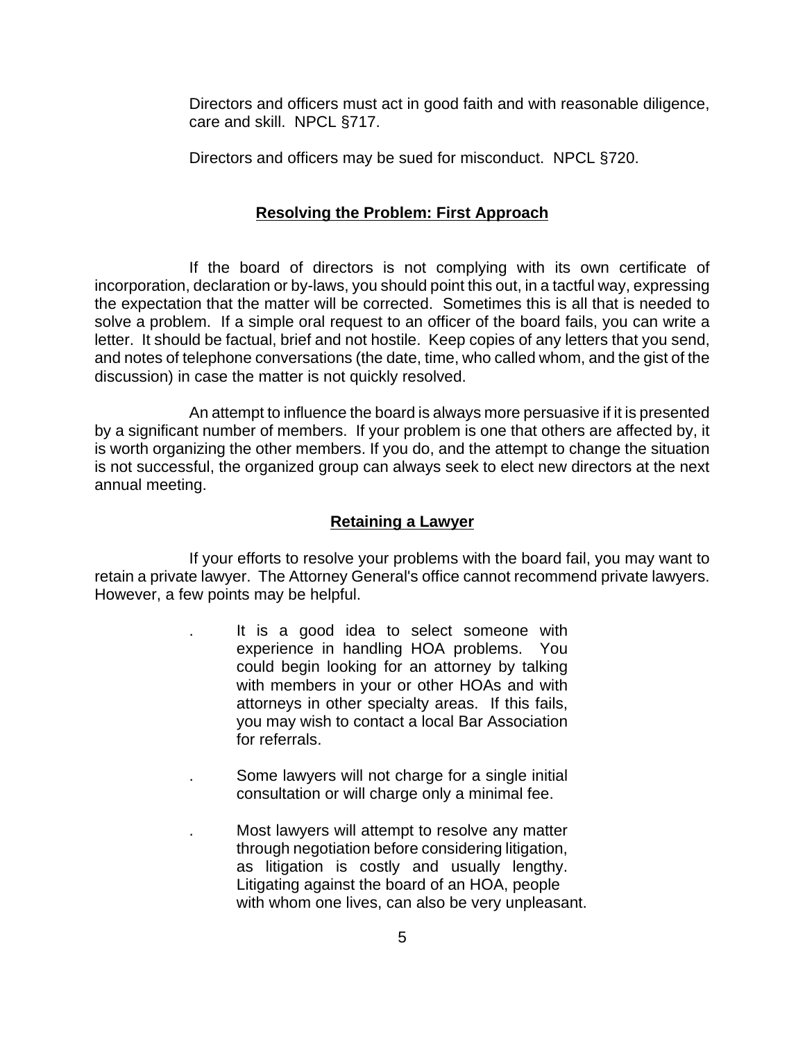Directors and officers must act in good faith and with reasonable diligence, care and skill. NPCL §717.

Directors and officers may be sued for misconduct. NPCL §720.

## Resolving the Problem: First Approach

If the board of directors is not complying with its own certificate of incorporation, declaration or by-laws, you should point this out, in a tactful way, expressing the expectation that the matter will be corrected. Sometimes this is all that is needed to solve a problem. If a simple oral request to an officer of the board fails, you can write a letter. It should be factual, brief and not hostile. Keep copies of any letters that you send, and notes of telephone conversations (the date, time, who called whom, and the gist of the discussion) in case the matter is not quickly resolved.

An attempt to influence the board is always more persuasive if it is presented by a significant number of members. If your problem is one that others are affected by, it is worth organizing the other members. If you do, and the attempt to change the situation is not successful, the organized group can always seek to elect new directors at the next annual meeting.

## Retaining a Lawyer

If your efforts to resolve your problems with the board fail, you may want to retain a private lawyer. The Attorney General's office cannot recommend private lawyers. However, a few points may be helpful.

- It is a good idea to select someone with experience in handling HOA problems. You could begin looking for an attorney by talking with members in your or other HOAs and with attorneys in other specialty areas. If this fails, you may wish to contact a local Bar Association for referrals.

- Some lawyers will not charge for a single initial consultation or will charge only a minimal fee.

- Most lawyers will attempt to resolve any matter through negotiation before considering litigation, as litigation is costly and usually lengthy. Litigating against the board of an HOA, people with whom one lives, can also be very unpleasant.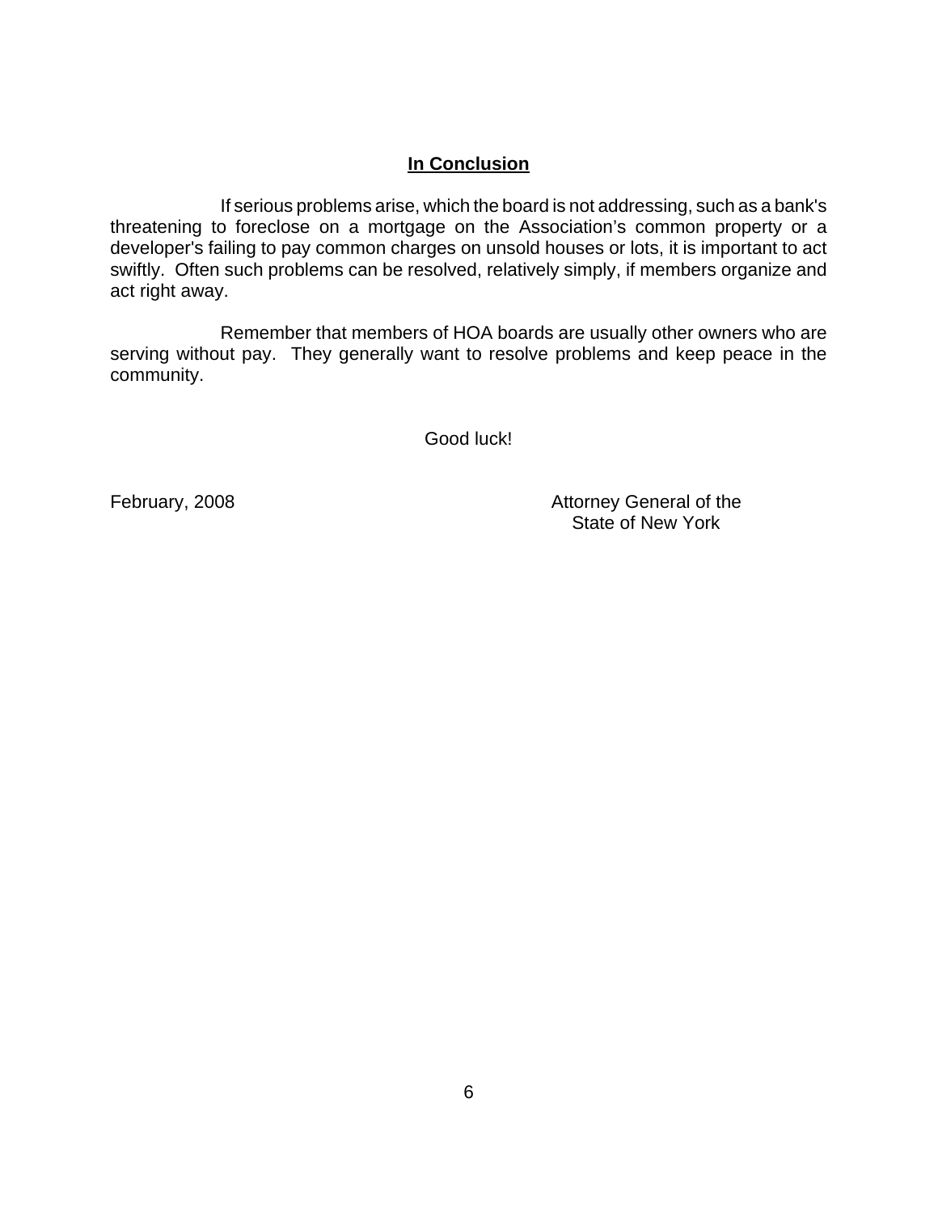## In Conclusion

If serious problems arise, which the board is not addressing, such as a bank's threatening to foreclose on a mortgage on the Association's common property or a developer's failing to pay common charges on unsold houses or lots, it is important to act swiftly. Often such problems can be resolved, relatively simply, if members organize and act right away.

Remember that members of HOA boards are usually other owners who are serving without pay. They generally want to resolve problems and keep peace in the community.

Good luck!

February, 2008

Attorney General of the State of New York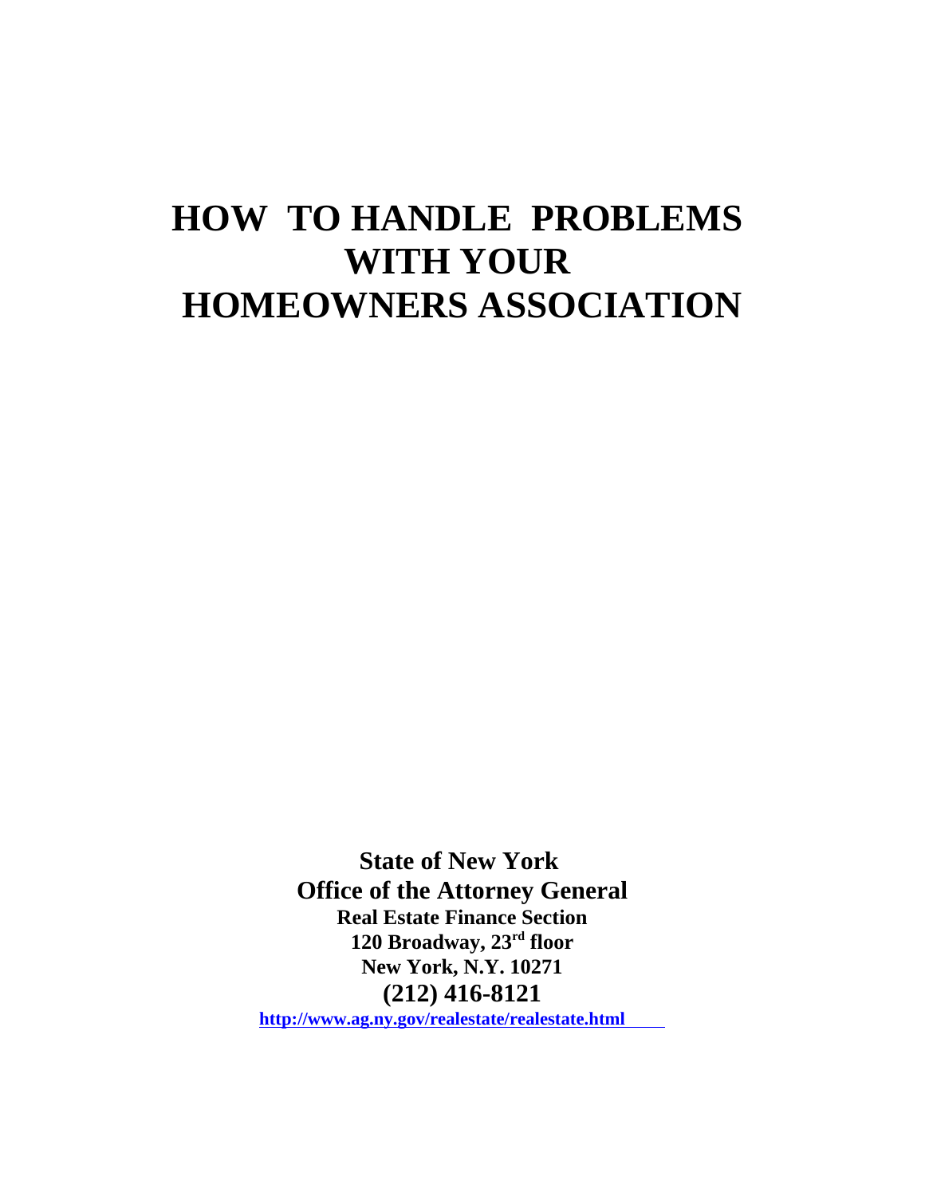# HOW TO HANDLE PROBLEMS WITH YOUR HOMEOWNERS ASSOCIATION

**State of New York**
**Office of the Attorney General**
**Real Estate Finance Section**
**120 Broadway, 23rd floor**
**New York, N.Y. 10271**
**(212) 416-8121**
**http://www.ag.ny.gov/realestate/realestate.html**